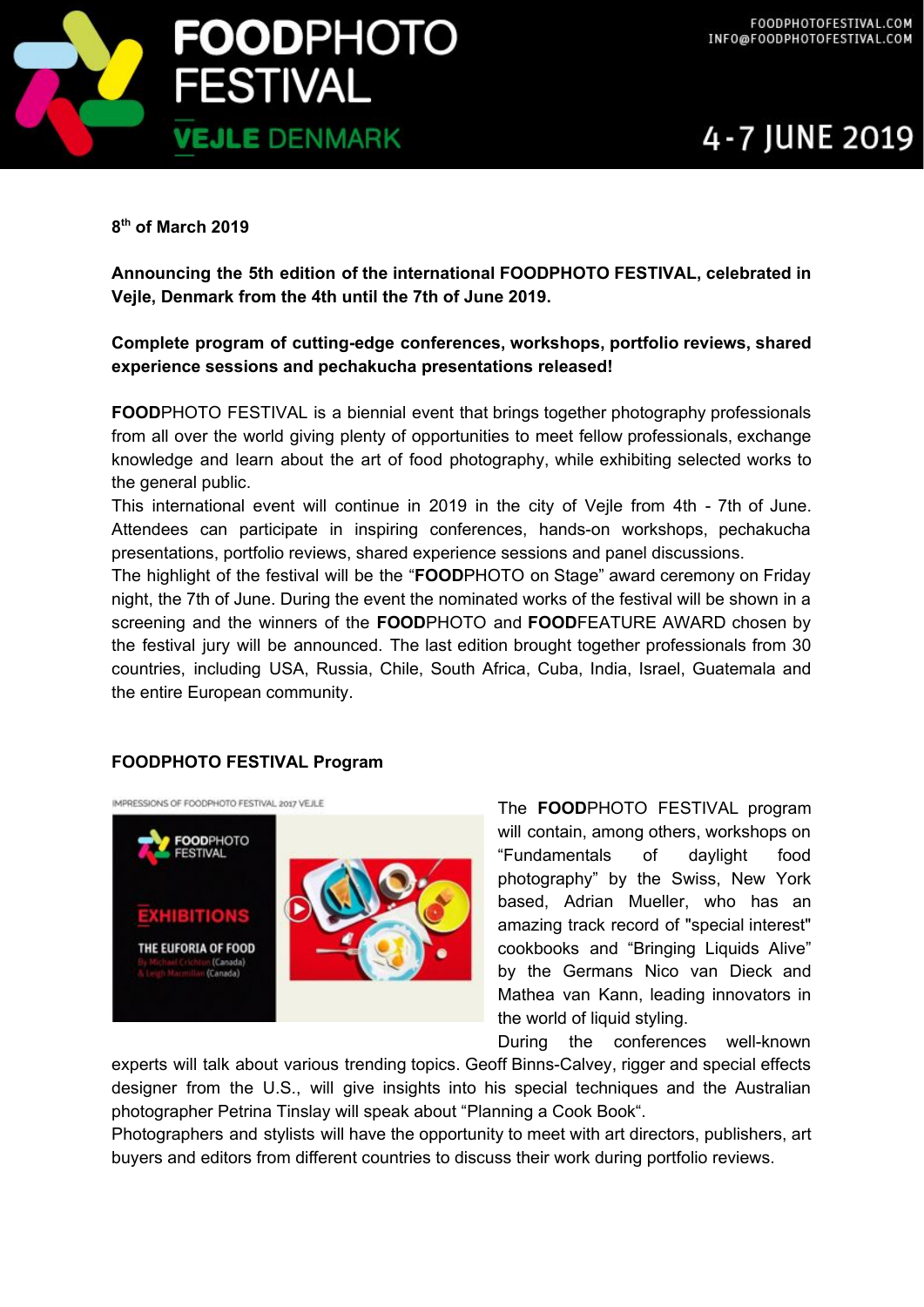8th of March 2019

**Announcing the 5th edition of the international FOODPHOTO FESTIVAL, celebrated in Vejle, Denmark from the 4th until the 7th of June 2019.**

**Complete program of cutting-edge conferences, workshops, portfolio reviews, shared experience sessions and pechakucha presentations released!**

**FOOD**PHOTO FESTIVAL is a biennial event that brings together photography professionals from all over the world giving plenty of opportunities to meet fellow professionals, exchange knowledge and learn about the art of food photography, while exhibiting selected works to the general public.

This international event will continue in 2019 in the city of Vejle from 4th - 7th of June. Attendees can participate in inspiring conferences, hands-on workshops, pechakucha presentations, portfolio reviews, shared experience sessions and panel discussions.

The highlight of the festival will be the "**FOOD**PHOTO on Stage" award ceremony on Friday night, the 7th of June. During the event the nominated works of the festival will be shown in a screening and the winners of the **FOOD**PHOTO and **FOOD**FEATURE AWARD chosen by the festival jury will be announced. The last edition brought together professionals from 30 countries, including USA, Russia, Chile, South Africa, Cuba, India, Israel, Guatemala and the entire European community.

## FOODPHOTO FESTIVAL Program

The **FOOD**PHOTO FESTIVAL program will contain, among others, workshops on "Fundamentals of daylight food photography" by the Swiss, New York based, Adrian Mueller, who has an amazing track record of "special interest" cookbooks and "Bringing Liquids Alive" by the Germans Nico van Dieck and Mathea van Kann, leading innovators in the world of liquid styling.

During the conferences well-known experts will talk about various trending topics. Geoff Binns-Calvey, rigger and special effects designer from the U.S., will give insights into his special techniques and the Australian photographer Petrina Tinslay will speak about "Planning a Cook Book".

Photographers and stylists will have the opportunity to meet with art directors, publishers, art buyers and editors from different countries to discuss their work during portfolio reviews.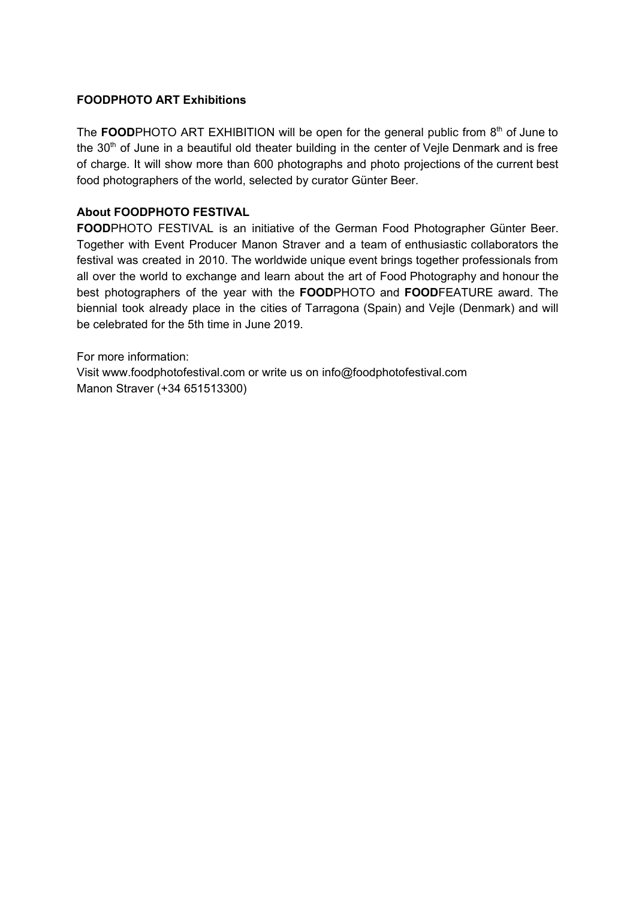**FOODPHOTO ART Exhibitions**

The **FOOD**PHOTO ART EXHIBITION will be open for the general public from 8th of June to the 30th of June in a beautiful old theater building in the center of Vejle Denmark and is free of charge. It will show more than 600 photographs and photo projections of the current best food photographers of the world, selected by curator Günter Beer.

**About FOODPHOTO FESTIVAL**

**FOOD**PHOTO FESTIVAL is an initiative of the German Food Photographer Günter Beer. Together with Event Producer Manon Straver and a team of enthusiastic collaborators the festival was created in 2010. The worldwide unique event brings together professionals from all over the world to exchange and learn about the art of Food Photography and honour the best photographers of the year with the **FOOD**PHOTO and **FOOD**FEATURE award. The biennial took already place in the cities of Tarragona (Spain) and Vejle (Denmark) and will be celebrated for the 5th time in June 2019.

For more information:
Visit www.foodphotofestival.com or write us on info@foodphotofestival.com
Manon Straver (+34 651513300)